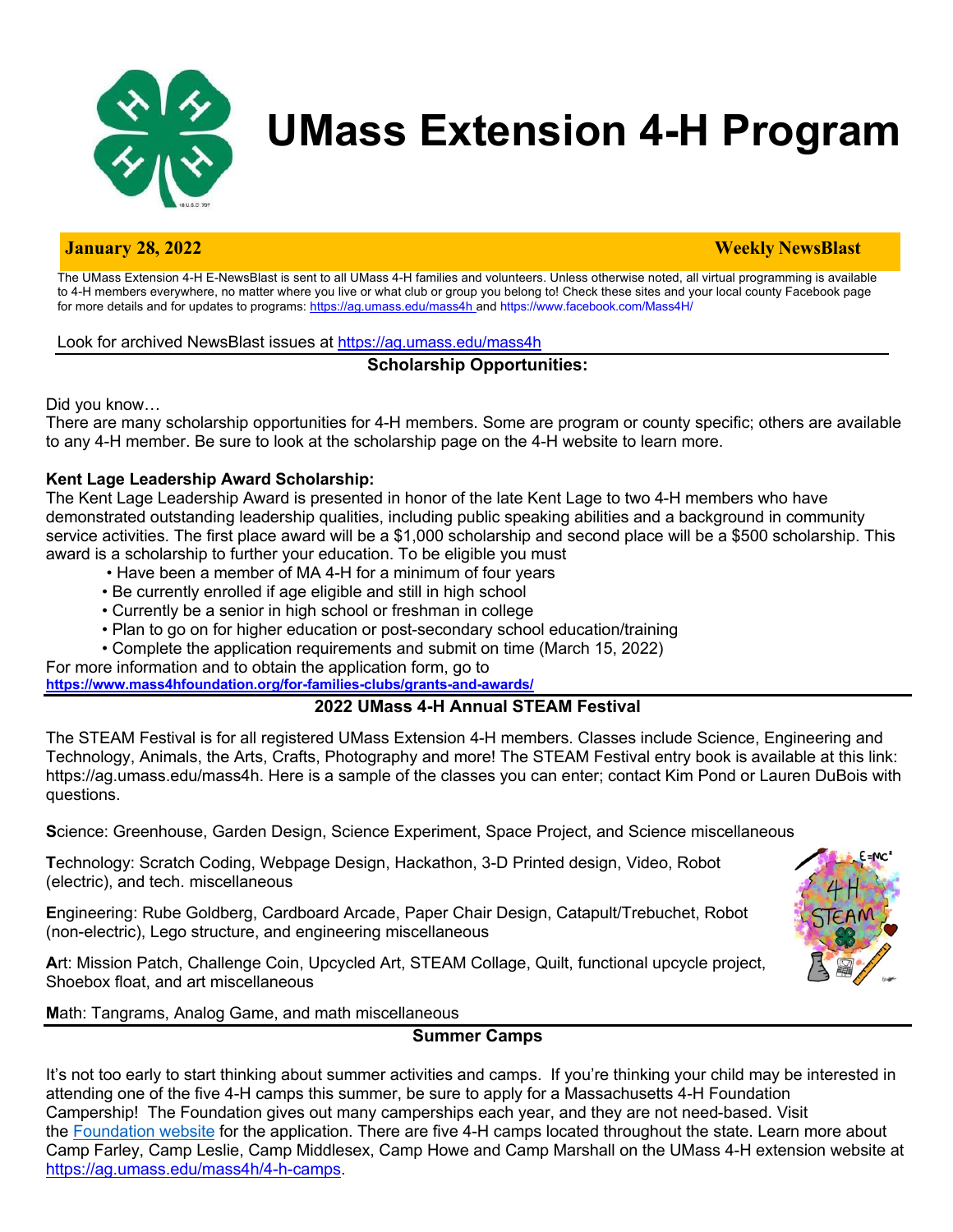# UMass Extension 4-H Program

**January 28, 2022** **Weekly NewsBlast**

The UMass Extension 4-H E-NewsBlast is sent to all UMass 4-H families and volunteers. Unless otherwise noted, all virtual programming is available to 4-H members everywhere, no matter where you live or what club or group you belong to! Check these sites and your local county Facebook page for more details and for updates to programs: https://ag.umass.edu/mass4h and https://www.facebook.com/Mass4H/

Look for archived NewsBlast issues at https://ag.umass.edu/mass4h

## Scholarship Opportunities:

Did you know…

There are many scholarship opportunities for 4-H members. Some are program or county specific; others are available to any 4-H member. Be sure to look at the scholarship page on the 4-H website to learn more.

**Kent Lage Leadership Award Scholarship:**

The Kent Lage Leadership Award is presented in honor of the late Kent Lage to two 4-H members who have demonstrated outstanding leadership qualities, including public speaking abilities and a background in community service activities. The first place award will be a $1,000 scholarship and second place will be a $500 scholarship. This award is a scholarship to further your education. To be eligible you must

- Have been a member of MA 4-H for a minimum of four years
- Be currently enrolled if age eligible and still in high school
- Currently be a senior in high school or freshman in college
- Plan to go on for higher education or post-secondary school education/training
- Complete the application requirements and submit on time (March 15, 2022)

For more information and to obtain the application form, go to **https://www.mass4hfoundation.org/for-families-clubs/grants-and-awards/**

## 2022 UMass 4-H Annual STEAM Festival

The STEAM Festival is for all registered UMass Extension 4-H members. Classes include Science, Engineering and Technology, Animals, the Arts, Crafts, Photography and more! The STEAM Festival entry book is available at this link: https://ag.umass.edu/mass4h. Here is a sample of the classes you can enter; contact Kim Pond or Lauren DuBois with questions.

**S**cience: Greenhouse, Garden Design, Science Experiment, Space Project, and Science miscellaneous

**T**echnology: Scratch Coding, Webpage Design, Hackathon, 3-D Printed design, Video, Robot (electric), and tech. miscellaneous

**E**ngineering: Rube Goldberg, Cardboard Arcade, Paper Chair Design, Catapult/Trebuchet, Robot (non-electric), Lego structure, and engineering miscellaneous

**A**rt: Mission Patch, Challenge Coin, Upcycled Art, STEAM Collage, Quilt, functional upcycle project, Shoebox float, and art miscellaneous

**M**ath: Tangrams, Analog Game, and math miscellaneous

## Summer Camps

It's not too early to start thinking about summer activities and camps. If you're thinking your child may be interested in attending one of the five 4-H camps this summer, be sure to apply for a Massachusetts 4-H Foundation Campership! The Foundation gives out many camperships each year, and they are not need-based. Visit the Foundation website for the application. There are five 4-H camps located throughout the state. Learn more about Camp Farley, Camp Leslie, Camp Middlesex, Camp Howe and Camp Marshall on the UMass 4-H extension website at https://ag.umass.edu/mass4h/4-h-camps.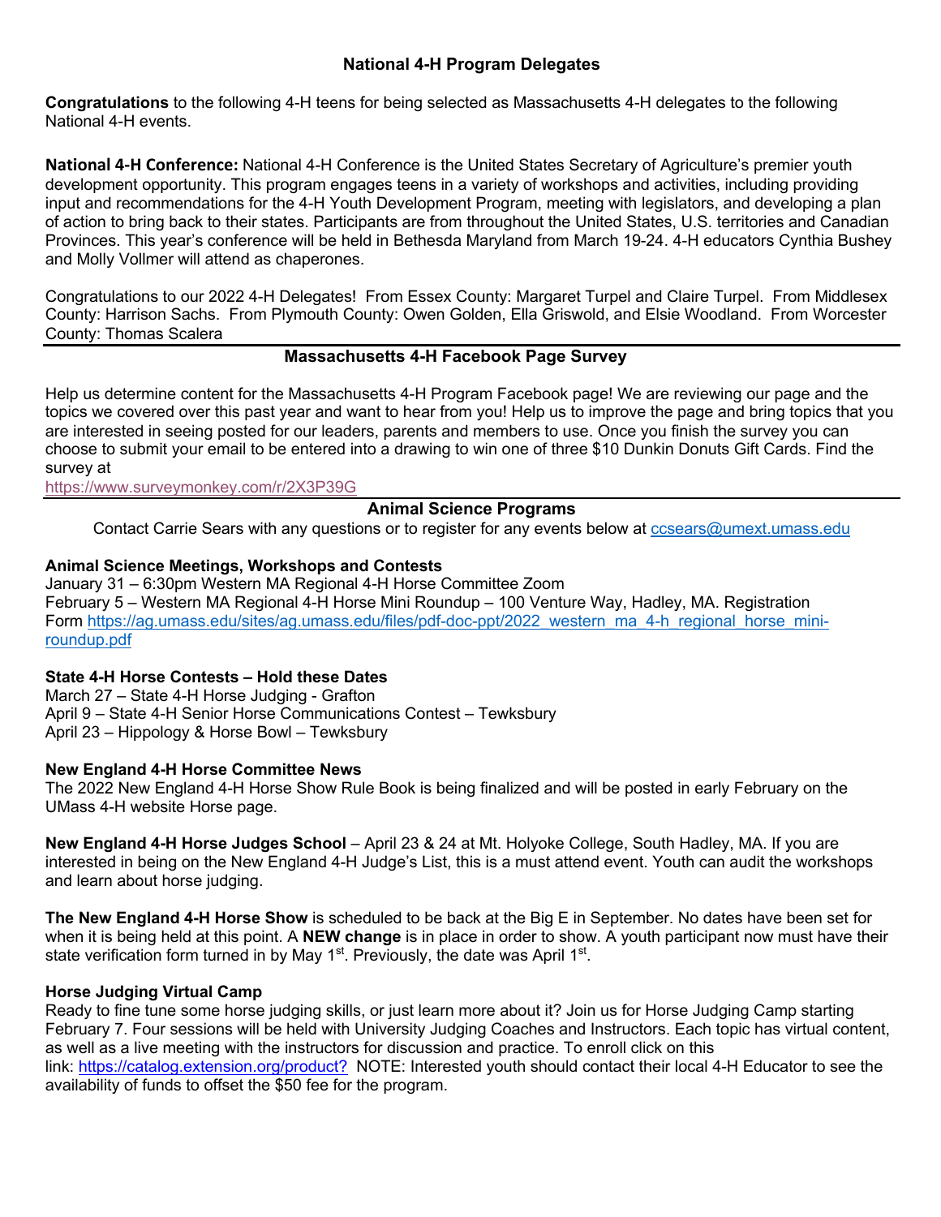## National 4-H Program Delegates

**Congratulations** to the following 4-H teens for being selected as Massachusetts 4-H delegates to the following National 4-H events.

**National 4-H Conference:** National 4-H Conference is the United States Secretary of Agriculture's premier youth development opportunity. This program engages teens in a variety of workshops and activities, including providing input and recommendations for the 4-H Youth Development Program, meeting with legislators, and developing a plan of action to bring back to their states. Participants are from throughout the United States, U.S. territories and Canadian Provinces. This year's conference will be held in Bethesda Maryland from March 19-24. 4-H educators Cynthia Bushey and Molly Vollmer will attend as chaperones.

Congratulations to our 2022 4-H Delegates! From Essex County: Margaret Turpel and Claire Turpel. From Middlesex County: Harrison Sachs. From Plymouth County: Owen Golden, Ella Griswold, and Elsie Woodland. From Worcester County: Thomas Scalera

---

## Massachusetts 4-H Facebook Page Survey

Help us determine content for the Massachusetts 4-H Program Facebook page! We are reviewing our page and the topics we covered over this past year and want to hear from you! Help us to improve the page and bring topics that you are interested in seeing posted for our leaders, parents and members to use. Once you finish the survey you can choose to submit your email to be entered into a drawing to win one of three $10 Dunkin Donuts Gift Cards. Find the survey at
https://www.surveymonkey.com/r/2X3P39G

---

## Animal Science Programs

Contact Carrie Sears with any questions or to register for any events below at ccsears@umext.umass.edu

### Animal Science Meetings, Workshops and Contests

January 31 – 6:30pm Western MA Regional 4-H Horse Committee Zoom
February 5 – Western MA Regional 4-H Horse Mini Roundup – 100 Venture Way, Hadley, MA. Registration Form https://ag.umass.edu/sites/ag.umass.edu/files/pdf-doc-ppt/2022_western_ma_4-h_regional_horse_mini-roundup.pdf

### State 4-H Horse Contests – Hold these Dates

March 27 – State 4-H Horse Judging - Grafton
April 9 – State 4-H Senior Horse Communications Contest – Tewksbury
April 23 – Hippology & Horse Bowl – Tewksbury

### New England 4-H Horse Committee News

The 2022 New England 4-H Horse Show Rule Book is being finalized and will be posted in early February on the UMass 4-H website Horse page.

**New England 4-H Horse Judges School** – April 23 & 24 at Mt. Holyoke College, South Hadley, MA. If you are interested in being on the New England 4-H Judge's List, this is a must attend event. Youth can audit the workshops and learn about horse judging.

**The New England 4-H Horse Show** is scheduled to be back at the Big E in September. No dates have been set for when it is being held at this point. A **NEW change** is in place in order to show. A youth participant now must have their state verification form turned in by May 1st. Previously, the date was April 1st.

### Horse Judging Virtual Camp

Ready to fine tune some horse judging skills, or just learn more about it? Join us for Horse Judging Camp starting February 7. Four sessions will be held with University Judging Coaches and Instructors. Each topic has virtual content, as well as a live meeting with the instructors for discussion and practice. To enroll click on this link: https://catalog.extension.org/product? NOTE: Interested youth should contact their local 4-H Educator to see the availability of funds to offset the $50 fee for the program.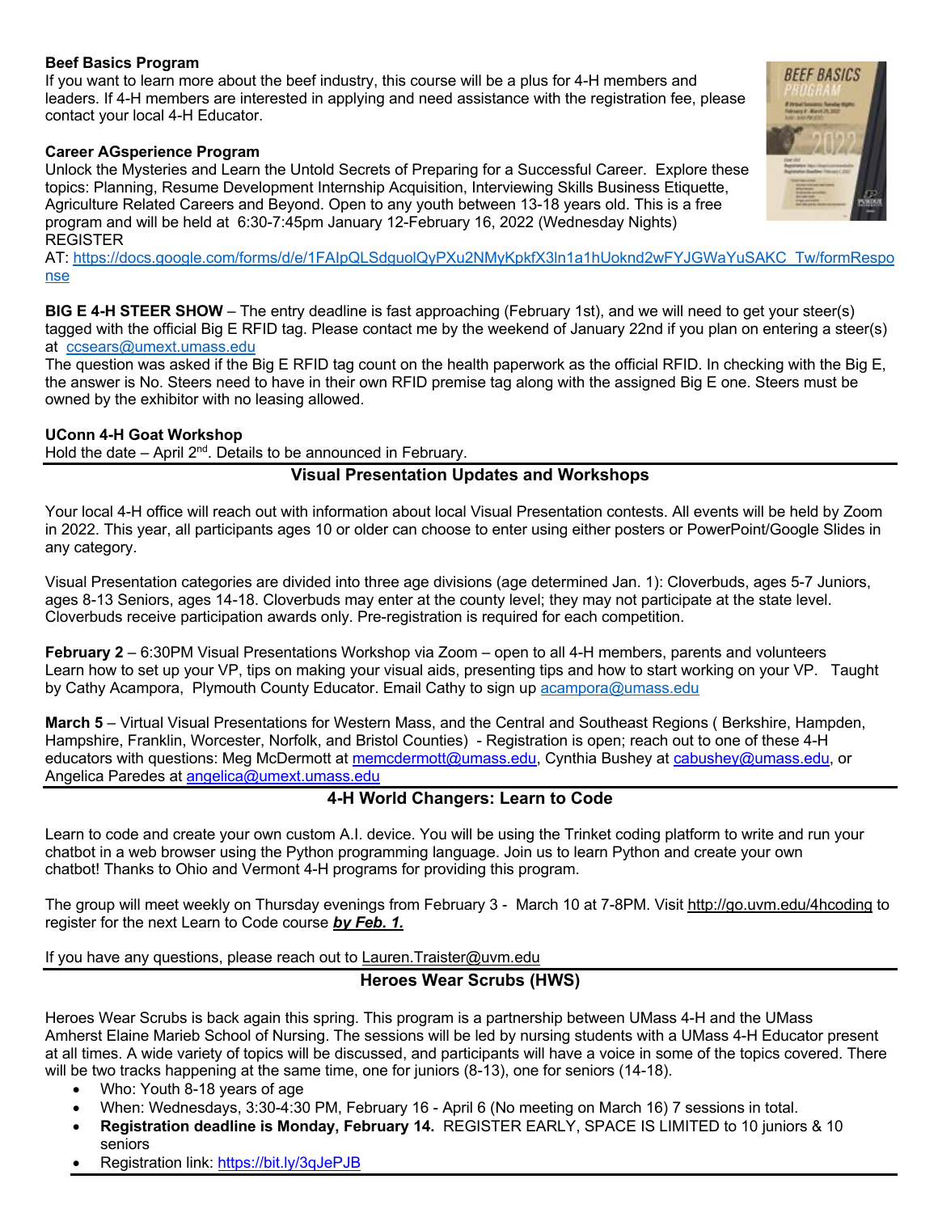**Beef Basics Program**
If you want to learn more about the beef industry, this course will be a plus for 4-H members and leaders. If 4-H members are interested in applying and need assistance with the registration fee, please contact your local 4-H Educator.

**Career AGsperience Program**
Unlock the Mysteries and Learn the Untold Secrets of Preparing for a Successful Career. Explore these topics: Planning, Resume Development Internship Acquisition, Interviewing Skills Business Etiquette, Agriculture Related Careers and Beyond. Open to any youth between 13-18 years old. This is a free program and will be held at 6:30-7:45pm January 12-February 16, 2022 (Wednesday Nights)
REGISTER AT: https://docs.google.com/forms/d/e/1FAIpQLSdguolQyPXu2NMyKpkfX3ln1a1hUoknd2wFYJGWaYuSAKC_Tw/formResponse

**BIG E 4-H STEER SHOW** – The entry deadline is fast approaching (February 1st), and we will need to get your steer(s) tagged with the official Big E RFID tag. Please contact me by the weekend of January 22nd if you plan on entering a steer(s) at ccsears@umext.umass.edu
The question was asked if the Big E RFID tag count on the health paperwork as the official RFID. In checking with the Big E, the answer is No. Steers need to have in their own RFID premise tag along with the assigned Big E one. Steers must be owned by the exhibitor with no leasing allowed.

**UConn 4-H Goat Workshop**
Hold the date – April 2nd. Details to be announced in February.

## Visual Presentation Updates and Workshops

Your local 4-H office will reach out with information about local Visual Presentation contests. All events will be held by Zoom in 2022. This year, all participants ages 10 or older can choose to enter using either posters or PowerPoint/Google Slides in any category.

Visual Presentation categories are divided into three age divisions (age determined Jan. 1): Cloverbuds, ages 5-7 Juniors, ages 8-13 Seniors, ages 14-18. Cloverbuds may enter at the county level; they may not participate at the state level. Cloverbuds receive participation awards only. Pre-registration is required for each competition.

**February 2** – 6:30PM Visual Presentations Workshop via Zoom – open to all 4-H members, parents and volunteers
Learn how to set up your VP, tips on making your visual aids, presenting tips and how to start working on your VP. Taught by Cathy Acampora, Plymouth County Educator. Email Cathy to sign up acampora@umass.edu

**March 5** – Virtual Visual Presentations for Western Mass, and the Central and Southeast Regions ( Berkshire, Hampden, Hampshire, Franklin, Worcester, Norfolk, and Bristol Counties) - Registration is open; reach out to one of these 4-H educators with questions: Meg McDermott at memcdermott@umass.edu, Cynthia Bushey at cabushey@umass.edu, or Angelica Paredes at angelica@umext.umass.edu

## 4-H World Changers: Learn to Code

Learn to code and create your own custom A.I. device. You will be using the Trinket coding platform to write and run your chatbot in a web browser using the Python programming language. Join us to learn Python and create your own chatbot! Thanks to Ohio and Vermont 4-H programs for providing this program.

The group will meet weekly on Thursday evenings from February 3 - March 10 at 7-8PM. Visit http://go.uvm.edu/4hcoding to register for the next Learn to Code course ***by Feb. 1.***

If you have any questions, please reach out to Lauren.Traister@uvm.edu

## Heroes Wear Scrubs (HWS)

Heroes Wear Scrubs is back again this spring. This program is a partnership between UMass 4-H and the UMass Amherst Elaine Marieb School of Nursing. The sessions will be led by nursing students with a UMass 4-H Educator present at all times. A wide variety of topics will be discussed, and participants will have a voice in some of the topics covered. There will be two tracks happening at the same time, one for juniors (8-13), one for seniors (14-18).

- Who: Youth 8-18 years of age
- When: Wednesdays, 3:30-4:30 PM, February 16 - April 6 (No meeting on March 16) 7 sessions in total.
- **Registration deadline is Monday, February 14.** REGISTER EARLY, SPACE IS LIMITED to 10 juniors & 10 seniors
- Registration link: https://bit.ly/3qJePJB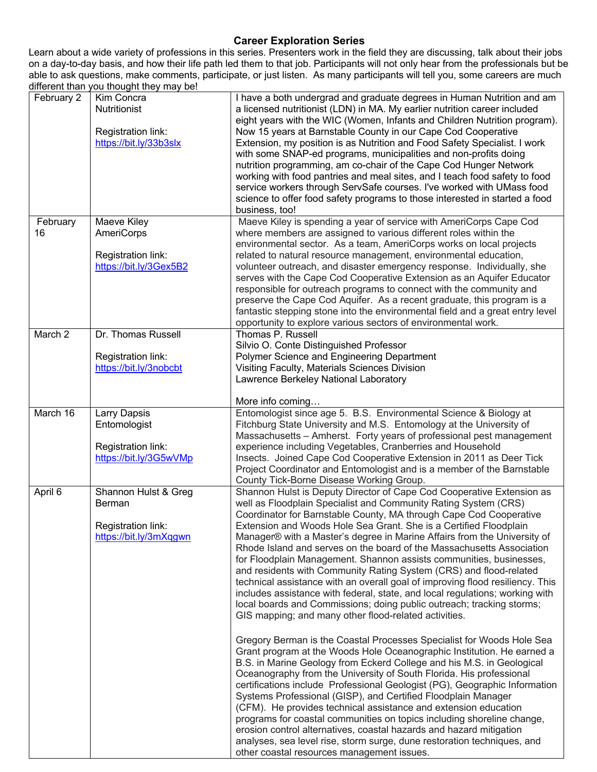## Career Exploration Series

Learn about a wide variety of professions in this series. Presenters work in the field they are discussing, talk about their jobs on a day-to-day basis, and how their life path led them to that job. Participants will not only hear from the professionals but be able to ask questions, make comments, participate, or just listen. As many participants will tell you, some careers are much different than you thought they may be!

| Date | Presenter | Description |
|---|---|---|
| February 2 | Kim Concra<br>Nutritionist<br><br>Registration link: https://bit.ly/33b3slx | I have a both undergrad and graduate degrees in Human Nutrition and am a licensed nutritionist (LDN) in MA. My earlier nutrition career included eight years with the WIC (Women, Infants and Children Nutrition program). Now 15 years at Barnstable County in our Cape Cod Cooperative Extension, my position is as Nutrition and Food Safety Specialist. I work with some SNAP-ed programs, municipalities and non-profits doing nutrition programming, am co-chair of the Cape Cod Hunger Network working with food pantries and meal sites, and I teach food safety to food service workers through ServSafe courses. I've worked with UMass food science to offer food safety programs to those interested in started a food business, too! |
| February 16 | Maeve Kiley<br>AmeriCorps<br><br>Registration link: https://bit.ly/3Gex5B2 | Maeve Kiley is spending a year of service with AmeriCorps Cape Cod where members are assigned to various different roles within the environmental sector. As a team, AmeriCorps works on local projects related to natural resource management, environmental education, volunteer outreach, and disaster emergency response. Individually, she serves with the Cape Cod Cooperative Extension as an Aquifer Educator responsible for outreach programs to connect with the community and preserve the Cape Cod Aquifer. As a recent graduate, this program is a fantastic stepping stone into the environmental field and a great entry level opportunity to explore various sectors of environmental work. |
| March 2 | Dr. Thomas Russell<br><br>Registration link: https://bit.ly/3nobcbt | Thomas P. Russell<br>Silvio O. Conte Distinguished Professor<br>Polymer Science and Engineering Department<br>Visiting Faculty, Materials Sciences Division<br>Lawrence Berkeley National Laboratory<br><br>More info coming… |
| March 16 | Larry Dapsis<br>Entomologist<br><br>Registration link: https://bit.ly/3G5wVMp | Entomologist since age 5. B.S. Environmental Science & Biology at Fitchburg State University and M.S. Entomology at the University of Massachusetts – Amherst. Forty years of professional pest management experience including Vegetables, Cranberries and Household Insects. Joined Cape Cod Cooperative Extension in 2011 as Deer Tick Project Coordinator and Entomologist and is a member of the Barnstable County Tick-Borne Disease Working Group. |
| April 6 | Shannon Hulst & Greg Berman<br><br>Registration link: https://bit.ly/3mXqgwn | Shannon Hulst is Deputy Director of Cape Cod Cooperative Extension as well as Floodplain Specialist and Community Rating System (CRS) Coordinator for Barnstable County, MA through Cape Cod Cooperative Extension and Woods Hole Sea Grant. She is a Certified Floodplain Manager® with a Master's degree in Marine Affairs from the University of Rhode Island and serves on the board of the Massachusetts Association for Floodplain Management. Shannon assists communities, businesses, and residents with Community Rating System (CRS) and flood-related technical assistance with an overall goal of improving flood resiliency. This includes assistance with federal, state, and local regulations; working with local boards and Commissions; doing public outreach; tracking storms; GIS mapping; and many other flood-related activities.<br><br>Gregory Berman is the Coastal Processes Specialist for Woods Hole Sea Grant program at the Woods Hole Oceanographic Institution. He earned a B.S. in Marine Geology from Eckerd College and his M.S. in Geological Oceanography from the University of South Florida. His professional certifications include Professional Geologist (PG), Geographic Information Systems Professional (GISP), and Certified Floodplain Manager (CFM). He provides technical assistance and extension education programs for coastal communities on topics including shoreline change, erosion control alternatives, coastal hazards and hazard mitigation analyses, sea level rise, storm surge, dune restoration techniques, and other coastal resources management issues. |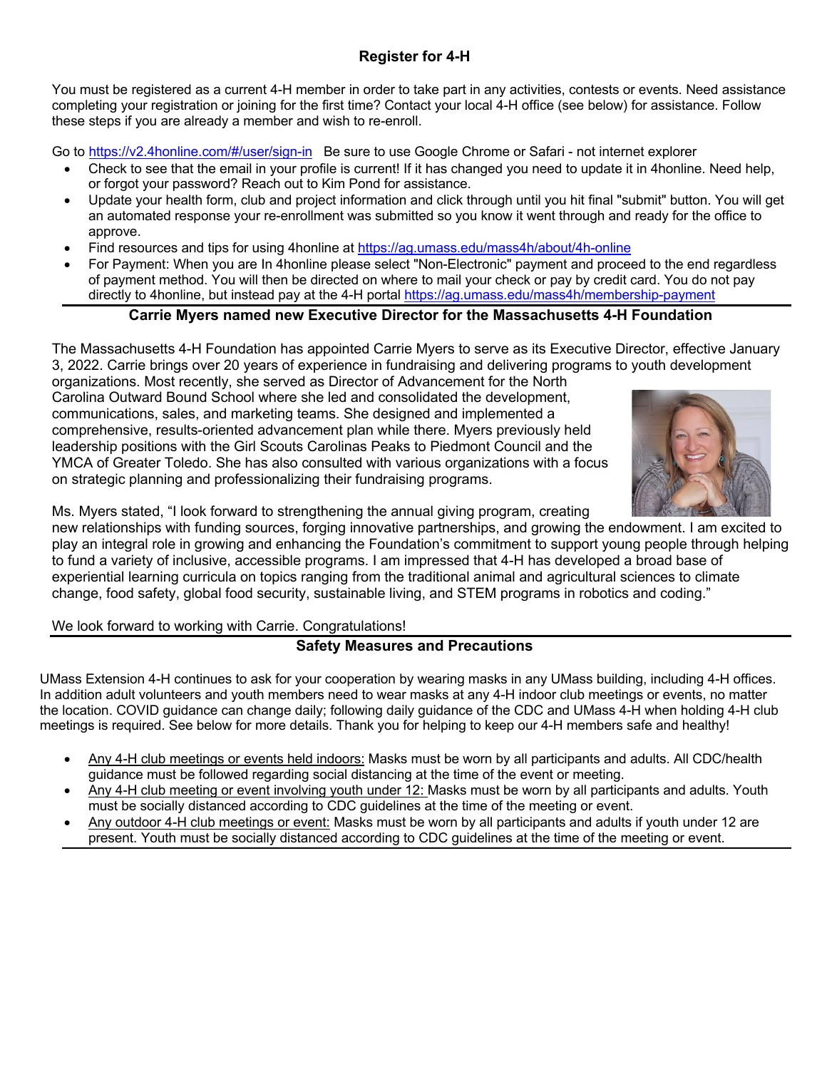## Register for 4-H

You must be registered as a current 4-H member in order to take part in any activities, contests or events. Need assistance completing your registration or joining for the first time? Contact your local 4-H office (see below) for assistance. Follow these steps if you are already a member and wish to re-enroll.

Go to https://v2.4honline.com/#/user/sign-in Be sure to use Google Chrome or Safari - not internet explorer

- Check to see that the email in your profile is current! If it has changed you need to update it in 4honline. Need help, or forgot your password? Reach out to Kim Pond for assistance.
- Update your health form, club and project information and click through until you hit final "submit" button. You will get an automated response your re-enrollment was submitted so you know it went through and ready for the office to approve.
- Find resources and tips for using 4honline at https://ag.umass.edu/mass4h/about/4h-online
- For Payment: When you are In 4honline please select "Non-Electronic" payment and proceed to the end regardless of payment method. You will then be directed on where to mail your check or pay by credit card. You do not pay directly to 4honline, but instead pay at the 4-H portal https://ag.umass.edu/mass4h/membership-payment

## Carrie Myers named new Executive Director for the Massachusetts 4-H Foundation

The Massachusetts 4-H Foundation has appointed Carrie Myers to serve as its Executive Director, effective January 3, 2022. Carrie brings over 20 years of experience in fundraising and delivering programs to youth development organizations. Most recently, she served as Director of Advancement for the North Carolina Outward Bound School where she led and consolidated the development, communications, sales, and marketing teams. She designed and implemented a comprehensive, results-oriented advancement plan while there. Myers previously held leadership positions with the Girl Scouts Carolinas Peaks to Piedmont Council and the YMCA of Greater Toledo. She has also consulted with various organizations with a focus on strategic planning and professionalizing their fundraising programs.

Ms. Myers stated, "I look forward to strengthening the annual giving program, creating new relationships with funding sources, forging innovative partnerships, and growing the endowment. I am excited to play an integral role in growing and enhancing the Foundation's commitment to support young people through helping to fund a variety of inclusive, accessible programs. I am impressed that 4-H has developed a broad base of experiential learning curricula on topics ranging from the traditional animal and agricultural sciences to climate change, food safety, global food security, sustainable living, and STEM programs in robotics and coding."

We look forward to working with Carrie. Congratulations!

## Safety Measures and Precautions

UMass Extension 4-H continues to ask for your cooperation by wearing masks in any UMass building, including 4-H offices. In addition adult volunteers and youth members need to wear masks at any 4-H indoor club meetings or events, no matter the location. COVID guidance can change daily; following daily guidance of the CDC and UMass 4-H when holding 4-H club meetings is required. See below for more details. Thank you for helping to keep our 4-H members safe and healthy!

- Any 4-H club meetings or events held indoors: Masks must be worn by all participants and adults. All CDC/health guidance must be followed regarding social distancing at the time of the event or meeting.
- Any 4-H club meeting or event involving youth under 12: Masks must be worn by all participants and adults. Youth must be socially distanced according to CDC guidelines at the time of the meeting or event.
- Any outdoor 4-H club meetings or event: Masks must be worn by all participants and adults if youth under 12 are present. Youth must be socially distanced according to CDC guidelines at the time of the meeting or event.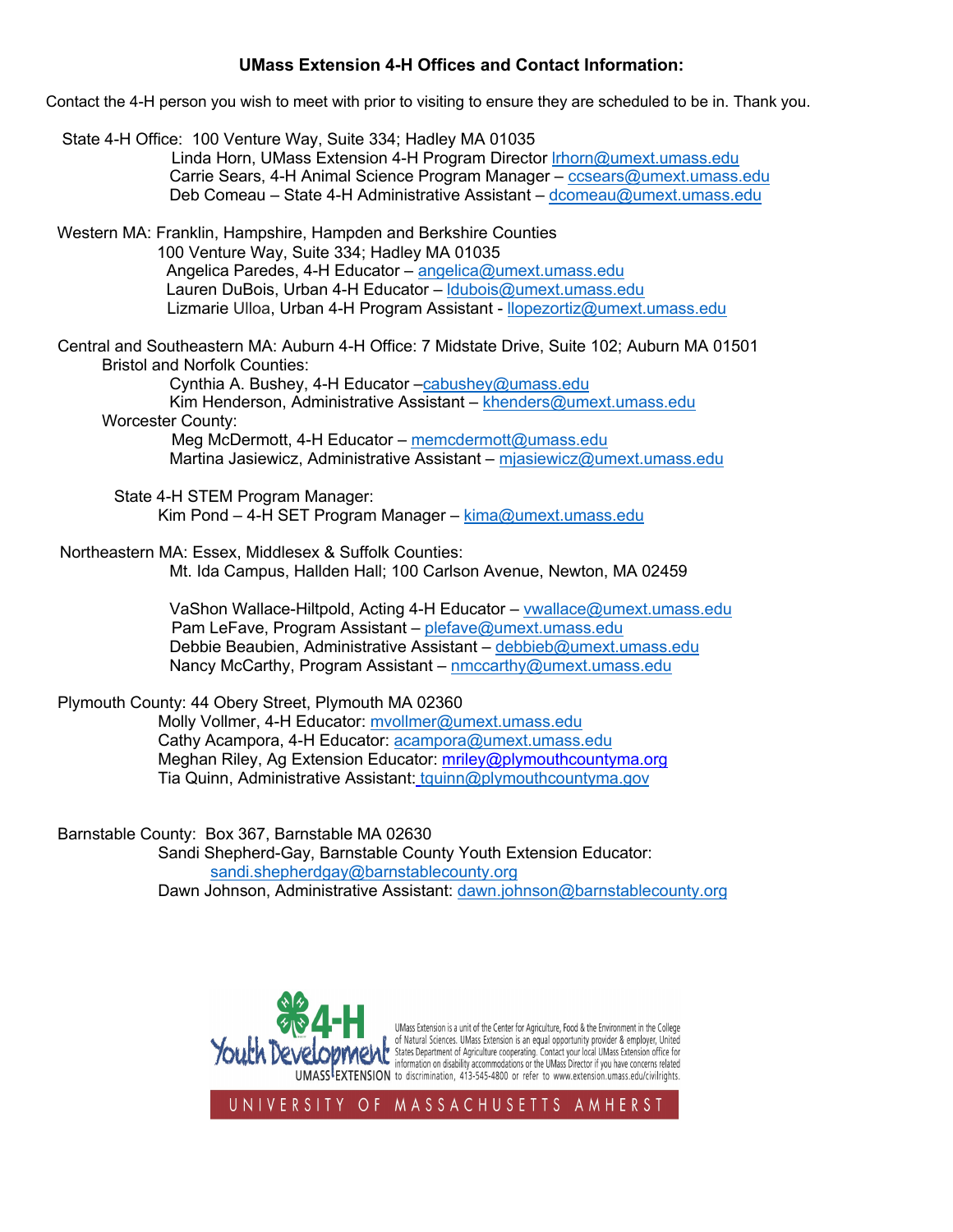## UMass Extension 4-H Offices and Contact Information:

Contact the 4-H person you wish to meet with prior to visiting to ensure they are scheduled to be in. Thank you.

State 4-H Office: 100 Venture Way, Suite 334; Hadley MA 01035

Linda Horn, UMass Extension 4-H Program Director lrhorn@umext.umass.edu
Carrie Sears, 4-H Animal Science Program Manager – ccsears@umext.umass.edu
Deb Comeau – State 4-H Administrative Assistant – dcomeau@umext.umass.edu

Western MA: Franklin, Hampshire, Hampden and Berkshire Counties

100 Venture Way, Suite 334; Hadley MA 01035
Angelica Paredes, 4-H Educator – angelica@umext.umass.edu
Lauren DuBois, Urban 4-H Educator – ldubois@umext.umass.edu
Lizmarie Ulloa, Urban 4-H Program Assistant - llopezortiz@umext.umass.edu

Central and Southeastern MA: Auburn 4-H Office: 7 Midstate Drive, Suite 102; Auburn MA 01501

Bristol and Norfolk Counties:

Cynthia A. Bushey, 4-H Educator –cabushey@umass.edu
Kim Henderson, Administrative Assistant – khenders@umext.umass.edu

Worcester County:

Meg McDermott, 4-H Educator – memcdermott@umass.edu
Martina Jasiewicz, Administrative Assistant – mjasiewicz@umext.umass.edu

State 4-H STEM Program Manager:

Kim Pond – 4-H SET Program Manager – kima@umext.umass.edu

Northeastern MA: Essex, Middlesex & Suffolk Counties:

Mt. Ida Campus, Hallden Hall; 100 Carlson Avenue, Newton, MA 02459

VaShon Wallace-Hiltpold, Acting 4-H Educator – vwallace@umext.umass.edu
Pam LeFave, Program Assistant – plefave@umext.umass.edu
Debbie Beaubien, Administrative Assistant – debbieb@umext.umass.edu
Nancy McCarthy, Program Assistant – nmccarthy@umext.umass.edu

Plymouth County: 44 Obery Street, Plymouth MA 02360

Molly Vollmer, 4-H Educator: mvollmer@umext.umass.edu
Cathy Acampora, 4-H Educator: acampora@umext.umass.edu
Meghan Riley, Ag Extension Educator: mriley@plymouthcountyma.org
Tia Quinn, Administrative Assistant: tquinn@plymouthcountyma.gov

Barnstable County: Box 367, Barnstable MA 02630

Sandi Shepherd-Gay, Barnstable County Youth Extension Educator:
sandi.shepherdgay@barnstablecounty.org
Dawn Johnson, Administrative Assistant: dawn.johnson@barnstablecounty.org

4-H Youth Development UMASS EXTENSION

UMass Extension is a unit of the Center for Agriculture, Food & the Environment in the College of Natural Sciences. UMass Extension is an equal opportunity provider & employer, United States Department of Agriculture cooperating. Contact your local UMass Extension office for information on disability accommodations or the UMass Director if you have concerns related to discrimination, 413-545-4800 or refer to www.extension.umass.edu/civilrights.

UNIVERSITY OF MASSACHUSETTS AMHERST